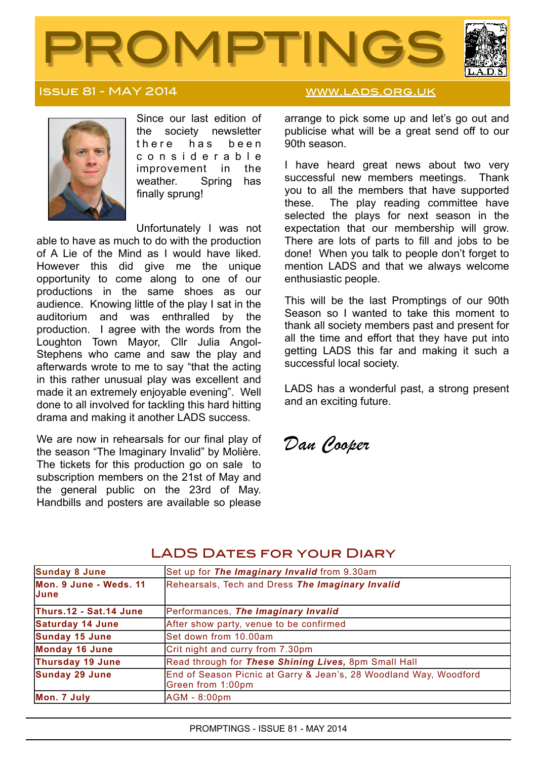# PROMPTINGS

**ISSUE 81 - MAY 2014** www.lads.org.uk

Since our last edition of the society newsletter there has been considerable improvement in the weather. Spring has finally sprung!

Unfortunately I was not able to have as much to do with the production of A Lie of the Mind as I would have liked. However this did give me the unique opportunity to come along to one of our productions in the same shoes as our audience. Knowing little of the play I sat in the auditorium and was enthralled by the production. I agree with the words from the Loughton Town Mayor, Cllr Julia Angol-Stephens who came and saw the play and afterwards wrote to me to say "that the acting in this rather unusual play was excellent and made it an extremely enjoyable evening". Well done to all involved for tackling this hard hitting drama and making it another LADS success.

We are now in rehearsals for our final play of the season "The Imaginary Invalid" by Molière. The tickets for this production go on sale to subscription members on the 21st of May and the general public on the 23rd of May. Handbills and posters are available so please arrange to pick some up and let's go out and publicise what will be a great send off to our 90th season.

I have heard great news about two very successful new members meetings. Thank you to all the members that have supported these. The play reading committee have selected the plays for next season in the expectation that our membership will grow. There are lots of parts to fill and jobs to be done! When you talk to people don't forget to mention LADS and that we always welcome enthusiastic people.

This will be the last Promptings of our 90th Season so I wanted to take this moment to thank all society members past and present for all the time and effort that they have put into getting LADS this far and making it such a successful local society.

LADS has a wonderful past, a strong present and an exciting future.

*Dan Cooper*

## LADS Dates for your Diary

| | |
|---|---|
| **Sunday 8 June** | Set up for ***The Imaginary Invalid*** from 9.30am |
| **Mon. 9 June - Weds. 11 June** | Rehearsals, Tech and Dress ***The Imaginary Invalid*** |
| **Thurs.12 - Sat.14 June** | Performances, ***The Imaginary Invalid*** |
| **Saturday 14 June** | After show party, venue to be confirmed |
| **Sunday 15 June** | Set down from 10.00am |
| **Monday 16 June** | Crit night and curry from 7.30pm |
| **Thursday 19 June** | Read through for ***These Shining Lives,*** 8pm Small Hall |
| **Sunday 29 June** | End of Season Picnic at Garry & Jean's, 28 Woodland Way, Woodford Green from 1:00pm |
| **Mon. 7 July** | AGM - 8:00pm |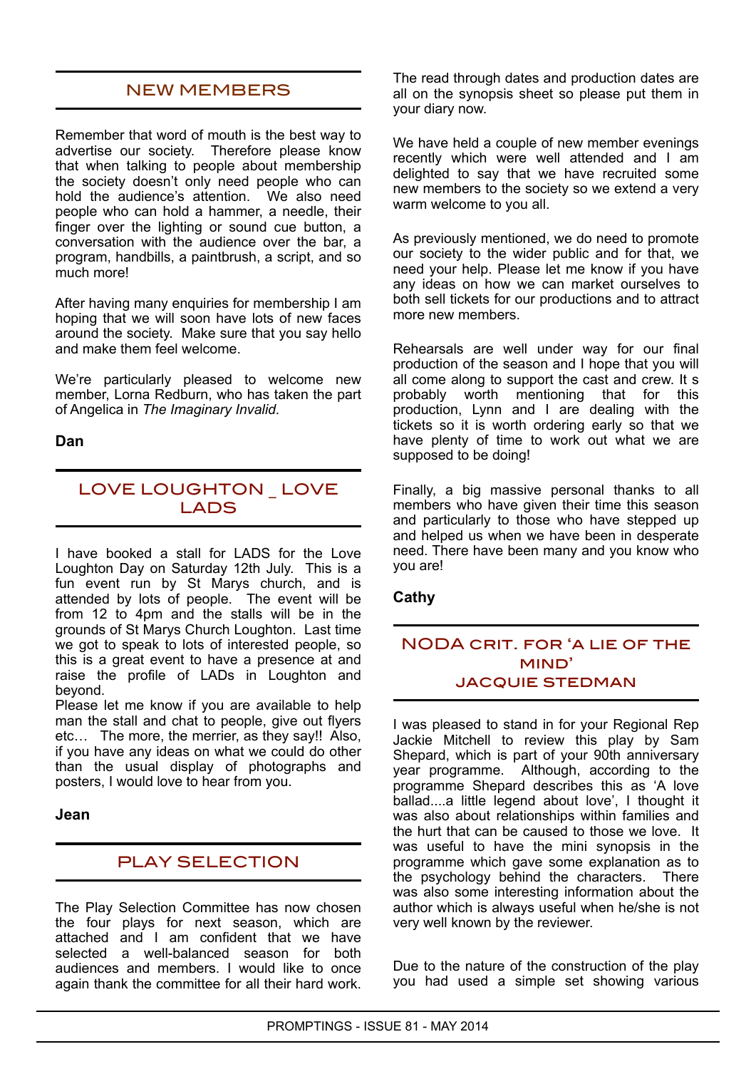## NEW MEMBERS

Remember that word of mouth is the best way to advertise our society. Therefore please know that when talking to people about membership the society doesn't only need people who can hold the audience's attention. We also need people who can hold a hammer, a needle, their finger over the lighting or sound cue button, a conversation with the audience over the bar, a program, handbills, a paintbrush, a script, and so much more!

After having many enquiries for membership I am hoping that we will soon have lots of new faces around the society. Make sure that you say hello and make them feel welcome.

We're particularly pleased to welcome new member, Lorna Redburn, who has taken the part of Angelica in *The Imaginary Invalid.*

**Dan**

## LOVE LOUGHTON _ LOVE LADS

I have booked a stall for LADS for the Love Loughton Day on Saturday 12th July. This is a fun event run by St Marys church, and is attended by lots of people. The event will be from 12 to 4pm and the stalls will be in the grounds of St Marys Church Loughton. Last time we got to speak to lots of interested people, so this is a great event to have a presence at and raise the profile of LADs in Loughton and beyond.
Please let me know if you are available to help man the stall and chat to people, give out flyers etc… The more, the merrier, as they say!! Also, if you have any ideas on what we could do other than the usual display of photographs and posters, I would love to hear from you.

**Jean**

## PLAY SELECTION

The Play Selection Committee has now chosen the four plays for next season, which are attached and I am confident that we have selected a well-balanced season for both audiences and members. I would like to once again thank the committee for all their hard work.

The read through dates and production dates are all on the synopsis sheet so please put them in your diary now.

We have held a couple of new member evenings recently which were well attended and I am delighted to say that we have recruited some new members to the society so we extend a very warm welcome to you all.

As previously mentioned, we do need to promote our society to the wider public and for that, we need your help. Please let me know if you have any ideas on how we can market ourselves to both sell tickets for our productions and to attract more new members.

Rehearsals are well under way for our final production of the season and I hope that you will all come along to support the cast and crew. It s probably worth mentioning that for this production, Lynn and I are dealing with the tickets so it is worth ordering early so that we have plenty of time to work out what we are supposed to be doing!

Finally, a big massive personal thanks to all members who have given their time this season and particularly to those who have stepped up and helped us when we have been in desperate need. There have been many and you know who you are!

**Cathy**

## NODA CRIT. FOR 'A LIE OF THE MIND' JACQUIE STEDMAN

I was pleased to stand in for your Regional Rep Jackie Mitchell to review this play by Sam Shepard, which is part of your 90th anniversary year programme. Although, according to the programme Shepard describes this as 'A love ballad....a little legend about love', I thought it was also about relationships within families and the hurt that can be caused to those we love. It was useful to have the mini synopsis in the programme which gave some explanation as to the psychology behind the characters. There was also some interesting information about the author which is always useful when he/she is not very well known by the reviewer.

Due to the nature of the construction of the play you had used a simple set showing various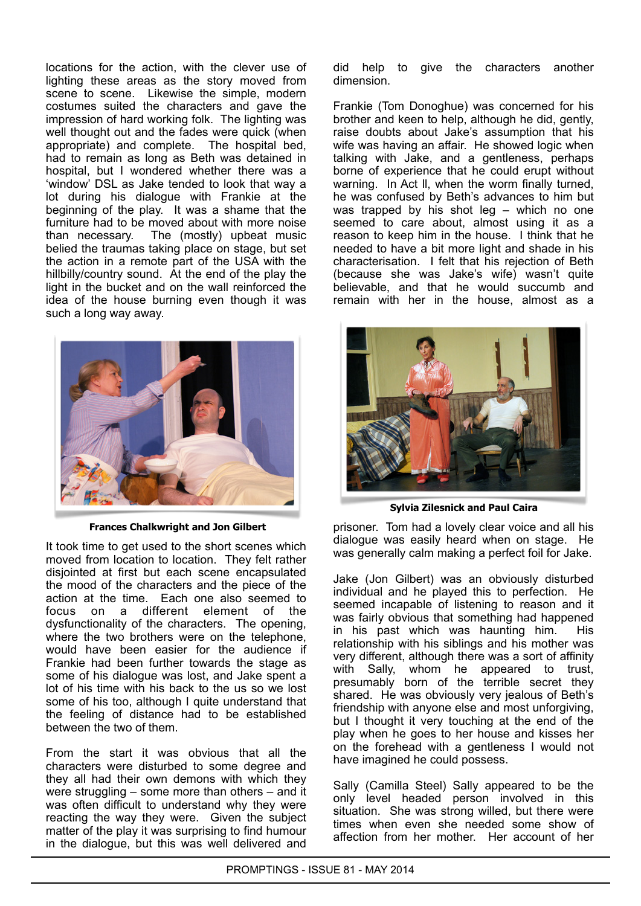locations for the action, with the clever use of lighting these areas as the story moved from scene to scene. Likewise the simple, modern costumes suited the characters and gave the impression of hard working folk. The lighting was well thought out and the fades were quick (when appropriate) and complete. The hospital bed, had to remain as long as Beth was detained in hospital, but I wondered whether there was a 'window' DSL as Jake tended to look that way a lot during his dialogue with Frankie at the beginning of the play. It was a shame that the furniture had to be moved about with more noise than necessary. The (mostly) upbeat music belied the traumas taking place on stage, but set the action in a remote part of the USA with the hillbilly/country sound. At the end of the play the light in the bucket and on the wall reinforced the idea of the house burning even though it was such a long way away.

**Frances Chalkwright and Jon Gilbert**

It took time to get used to the short scenes which moved from location to location. They felt rather disjointed at first but each scene encapsulated the mood of the characters and the piece of the action at the time. Each one also seemed to focus on a different element of the dysfunctionality of the characters. The opening, where the two brothers were on the telephone, would have been easier for the audience if Frankie had been further towards the stage as some of his dialogue was lost, and Jake spent a lot of his time with his back to the us so we lost some of his too, although I quite understand that the feeling of distance had to be established between the two of them.

From the start it was obvious that all the characters were disturbed to some degree and they all had their own demons with which they were struggling – some more than others – and it was often difficult to understand why they were reacting the way they were. Given the subject matter of the play it was surprising to find humour in the dialogue, but this was well delivered and did help to give the characters another dimension.

Frankie (Tom Donoghue) was concerned for his brother and keen to help, although he did, gently, raise doubts about Jake's assumption that his wife was having an affair. He showed logic when talking with Jake, and a gentleness, perhaps borne of experience that he could erupt without warning. In Act II, when the worm finally turned, he was confused by Beth's advances to him but was trapped by his shot leg – which no one seemed to care about, almost using it as a reason to keep him in the house. I think that he needed to have a bit more light and shade in his characterisation. I felt that his rejection of Beth (because she was Jake's wife) wasn't quite believable, and that he would succumb and remain with her in the house, almost as a

**Sylvia Zilesnick and Paul Caira**

prisoner. Tom had a lovely clear voice and all his dialogue was easily heard when on stage. He was generally calm making a perfect foil for Jake.

Jake (Jon Gilbert) was an obviously disturbed individual and he played this to perfection. He seemed incapable of listening to reason and it was fairly obvious that something had happened in his past which was haunting him. His relationship with his siblings and his mother was very different, although there was a sort of affinity with Sally, whom he appeared to trust, presumably born of the terrible secret they shared. He was obviously very jealous of Beth's friendship with anyone else and most unforgiving, but I thought it very touching at the end of the play when he goes to her house and kisses her on the forehead with a gentleness I would not have imagined he could possess.

Sally (Camilla Steel) Sally appeared to be the only level headed person involved in this situation. She was strong willed, but there were times when even she needed some show of affection from her mother. Her account of her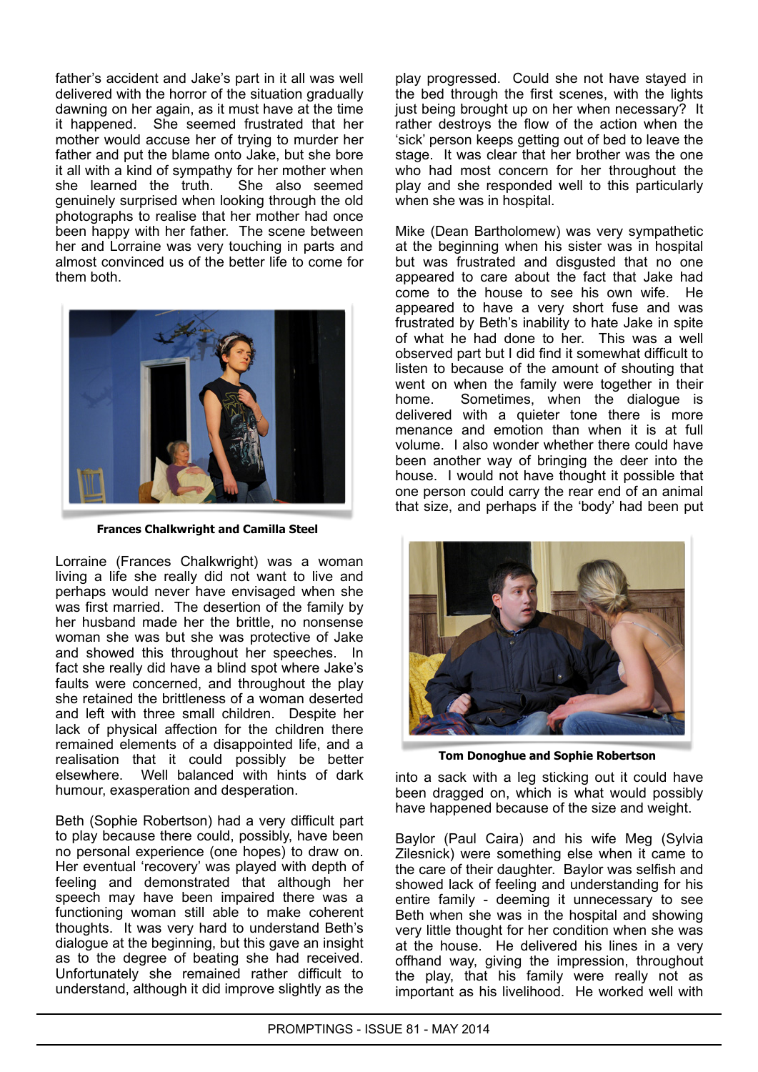father's accident and Jake's part in it all was well delivered with the horror of the situation gradually dawning on her again, as it must have at the time it happened. She seemed frustrated that her mother would accuse her of trying to murder her father and put the blame onto Jake, but she bore it all with a kind of sympathy for her mother when she learned the truth. She also seemed genuinely surprised when looking through the old photographs to realise that her mother had once been happy with her father. The scene between her and Lorraine was very touching in parts and almost convinced us of the better life to come for them both.

**Frances Chalkwright and Camilla Steel**

Lorraine (Frances Chalkwright) was a woman living a life she really did not want to live and perhaps would never have envisaged when she was first married. The desertion of the family by her husband made her the brittle, no nonsense woman she was but she was protective of Jake and showed this throughout her speeches. In fact she really did have a blind spot where Jake's faults were concerned, and throughout the play she retained the brittleness of a woman deserted and left with three small children. Despite her lack of physical affection for the children there remained elements of a disappointed life, and a realisation that it could possibly be better elsewhere. Well balanced with hints of dark humour, exasperation and desperation.

Beth (Sophie Robertson) had a very difficult part to play because there could, possibly, have been no personal experience (one hopes) to draw on. Her eventual 'recovery' was played with depth of feeling and demonstrated that although her speech may have been impaired there was a functioning woman still able to make coherent thoughts. It was very hard to understand Beth's dialogue at the beginning, but this gave an insight as to the degree of beating she had received. Unfortunately she remained rather difficult to understand, although it did improve slightly as the play progressed. Could she not have stayed in the bed through the first scenes, with the lights just being brought up on her when necessary? It rather destroys the flow of the action when the 'sick' person keeps getting out of bed to leave the stage. It was clear that her brother was the one who had most concern for her throughout the play and she responded well to this particularly when she was in hospital.

Mike (Dean Bartholomew) was very sympathetic at the beginning when his sister was in hospital but was frustrated and disgusted that no one appeared to care about the fact that Jake had come to the house to see his own wife. He appeared to have a very short fuse and was frustrated by Beth's inability to hate Jake in spite of what he had done to her. This was a well observed part but I did find it somewhat difficult to listen to because of the amount of shouting that went on when the family were together in their home. Sometimes, when the dialogue is delivered with a quieter tone there is more menace and emotion than when it is at full volume. I also wonder whether there could have been another way of bringing the deer into the house. I would not have thought it possible that one person could carry the rear end of an animal that size, and perhaps if the 'body' had been put into a sack with a leg sticking out it could have been dragged on, which is what would possibly have happened because of the size and weight.

**Tom Donoghue and Sophie Robertson**

Baylor (Paul Caira) and his wife Meg (Sylvia Zilesnick) were something else when it came to the care of their daughter. Baylor was selfish and showed lack of feeling and understanding for his entire family - deeming it unnecessary to see Beth when she was in the hospital and showing very little thought for her condition when she was at the house. He delivered his lines in a very offhand way, giving the impression, throughout the play, that his family were really not as important as his livelihood. He worked well with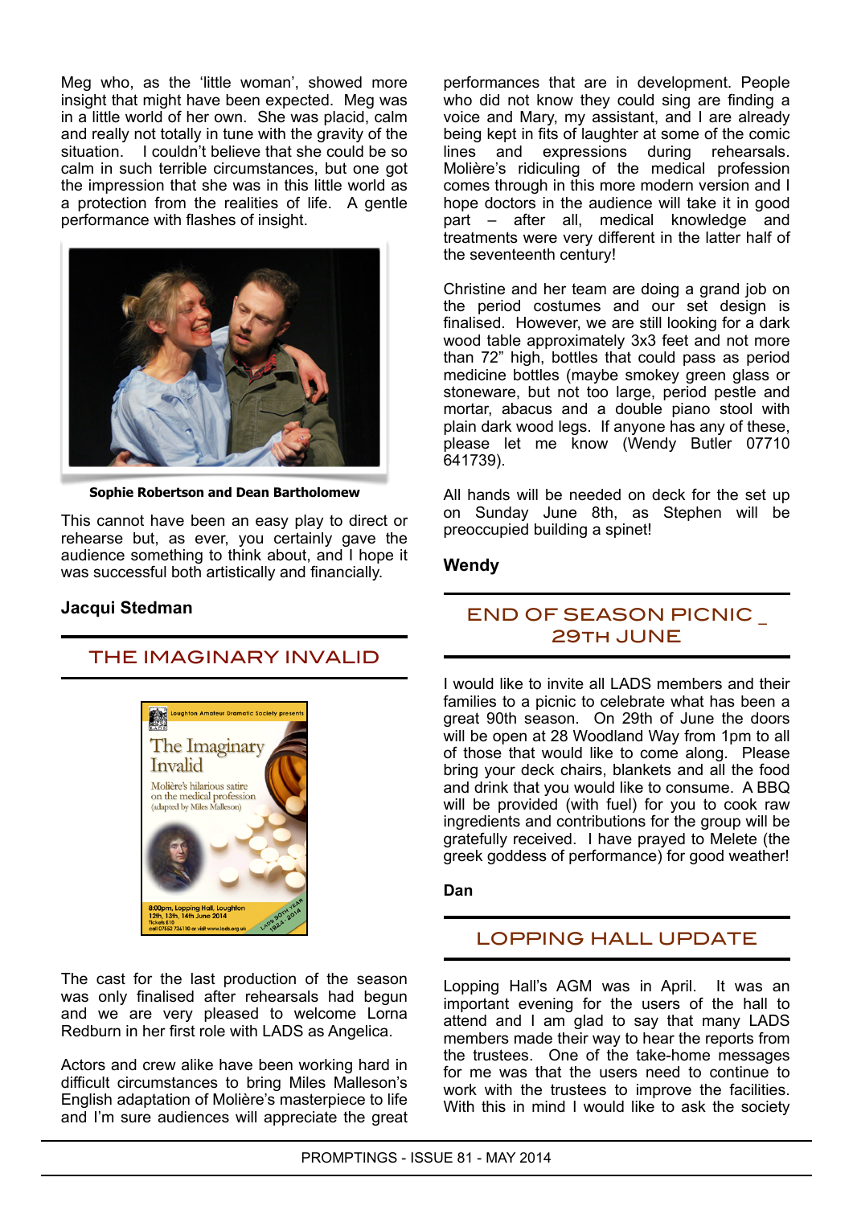Meg who, as the 'little woman', showed more insight that might have been expected. Meg was in a little world of her own. She was placid, calm and really not totally in tune with the gravity of the situation. I couldn't believe that she could be so calm in such terrible circumstances, but one got the impression that she was in this little world as a protection from the realities of life. A gentle performance with flashes of insight.

**Sophie Robertson and Dean Bartholomew**

This cannot have been an easy play to direct or rehearse but, as ever, you certainly gave the audience something to think about, and I hope it was successful both artistically and financially.

**Jacqui Stedman**

## THE IMAGINARY INVALID

The cast for the last production of the season was only finalised after rehearsals had begun and we are very pleased to welcome Lorna Redburn in her first role with LADS as Angelica.

Actors and crew alike have been working hard in difficult circumstances to bring Miles Malleson's English adaptation of Molière's masterpiece to life and I'm sure audiences will appreciate the great performances that are in development. People who did not know they could sing are finding a voice and Mary, my assistant, and I are already being kept in fits of laughter at some of the comic lines and expressions during rehearsals. Molière's ridiculing of the medical profession comes through in this more modern version and I hope doctors in the audience will take it in good part – after all, medical knowledge and treatments were very different in the latter half of the seventeenth century!

Christine and her team are doing a grand job on the period costumes and our set design is finalised. However, we are still looking for a dark wood table approximately 3x3 feet and not more than 72" high, bottles that could pass as period medicine bottles (maybe smokey green glass or stoneware, but not too large, period pestle and mortar, abacus and a double piano stool with plain dark wood legs. If anyone has any of these, please let me know (Wendy Butler 07710 641739).

All hands will be needed on deck for the set up on Sunday June 8th, as Stephen will be preoccupied building a spinet!

**Wendy**

## END OF SEASON PICNIC _ 29TH JUNE

I would like to invite all LADS members and their families to a picnic to celebrate what has been a great 90th season. On 29th of June the doors will be open at 28 Woodland Way from 1pm to all of those that would like to come along. Please bring your deck chairs, blankets and all the food and drink that you would like to consume. A BBQ will be provided (with fuel) for you to cook raw ingredients and contributions for the group will be gratefully received. I have prayed to Melete (the greek goddess of performance) for good weather!

**Dan**

## LOPPING HALL UPDATE

Lopping Hall's AGM was in April. It was an important evening for the users of the hall to attend and I am glad to say that many LADS members made their way to hear the reports from the trustees. One of the take-home messages for me was that the users need to continue to work with the trustees to improve the facilities. With this in mind I would like to ask the society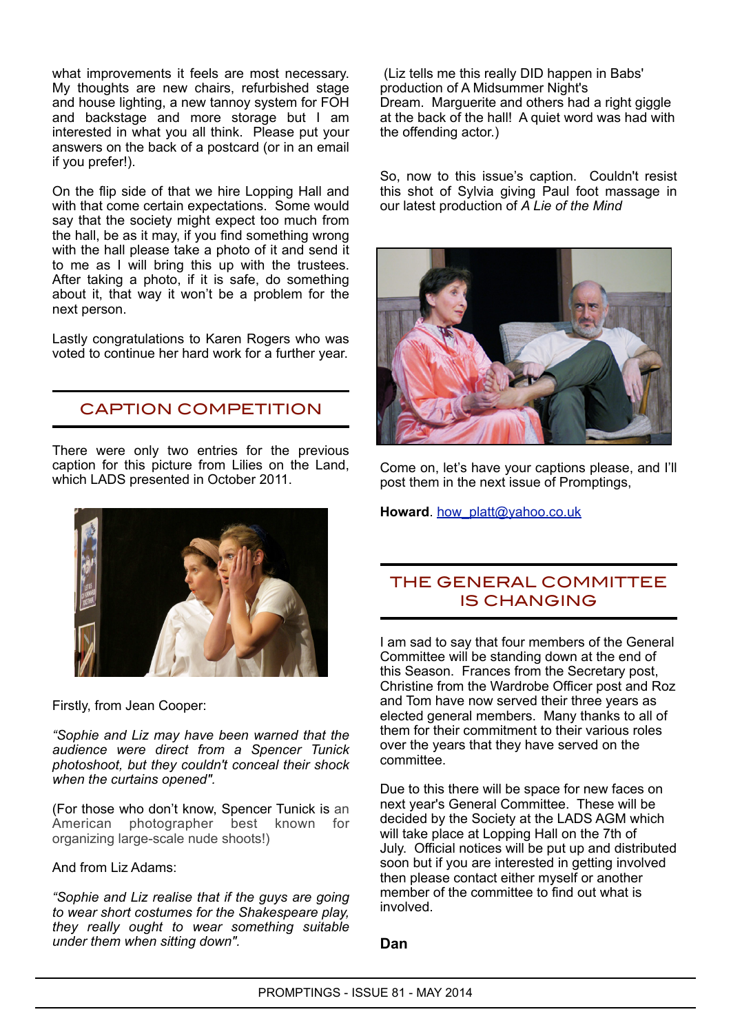what improvements it feels are most necessary. My thoughts are new chairs, refurbished stage and house lighting, a new tannoy system for FOH and backstage and more storage but I am interested in what you all think. Please put your answers on the back of a postcard (or in an email if you prefer!).

On the flip side of that we hire Lopping Hall and with that come certain expectations. Some would say that the society might expect too much from the hall, be as it may, if you find something wrong with the hall please take a photo of it and send it to me as I will bring this up with the trustees. After taking a photo, if it is safe, do something about it, that way it won't be a problem for the next person.

Lastly congratulations to Karen Rogers who was voted to continue her hard work for a further year.

## CAPTION COMPETITION

There were only two entries for the previous caption for this picture from Lilies on the Land, which LADS presented in October 2011.

Firstly, from Jean Cooper:

*"Sophie and Liz may have been warned that the audience were direct from a Spencer Tunick photoshoot, but they couldn't conceal their shock when the curtains opened".*

(For those who don't know, Spencer Tunick is an American photographer best known for organizing large-scale nude shoots!)

And from Liz Adams:

*"Sophie and Liz realise that if the guys are going to wear short costumes for the Shakespeare play, they really ought to wear something suitable under them when sitting down".*

(Liz tells me this really DID happen in Babs' production of A Midsummer Night's Dream. Marguerite and others had a right giggle at the back of the hall! A quiet word was had with the offending actor.)

So, now to this issue's caption. Couldn't resist this shot of Sylvia giving Paul foot massage in our latest production of *A Lie of the Mind*

Come on, let's have your captions please, and I'll post them in the next issue of Promptings,

**Howard**. how_platt@yahoo.co.uk

## THE GENERAL COMMITTEE IS CHANGING

I am sad to say that four members of the General Committee will be standing down at the end of this Season. Frances from the Secretary post, Christine from the Wardrobe Officer post and Roz and Tom have now served their three years as elected general members. Many thanks to all of them for their commitment to their various roles over the years that they have served on the committee.

Due to this there will be space for new faces on next year's General Committee. These will be decided by the Society at the LADS AGM which will take place at Lopping Hall on the 7th of July. Official notices will be put up and distributed soon but if you are interested in getting involved then please contact either myself or another member of the committee to find out what is involved.

**Dan**